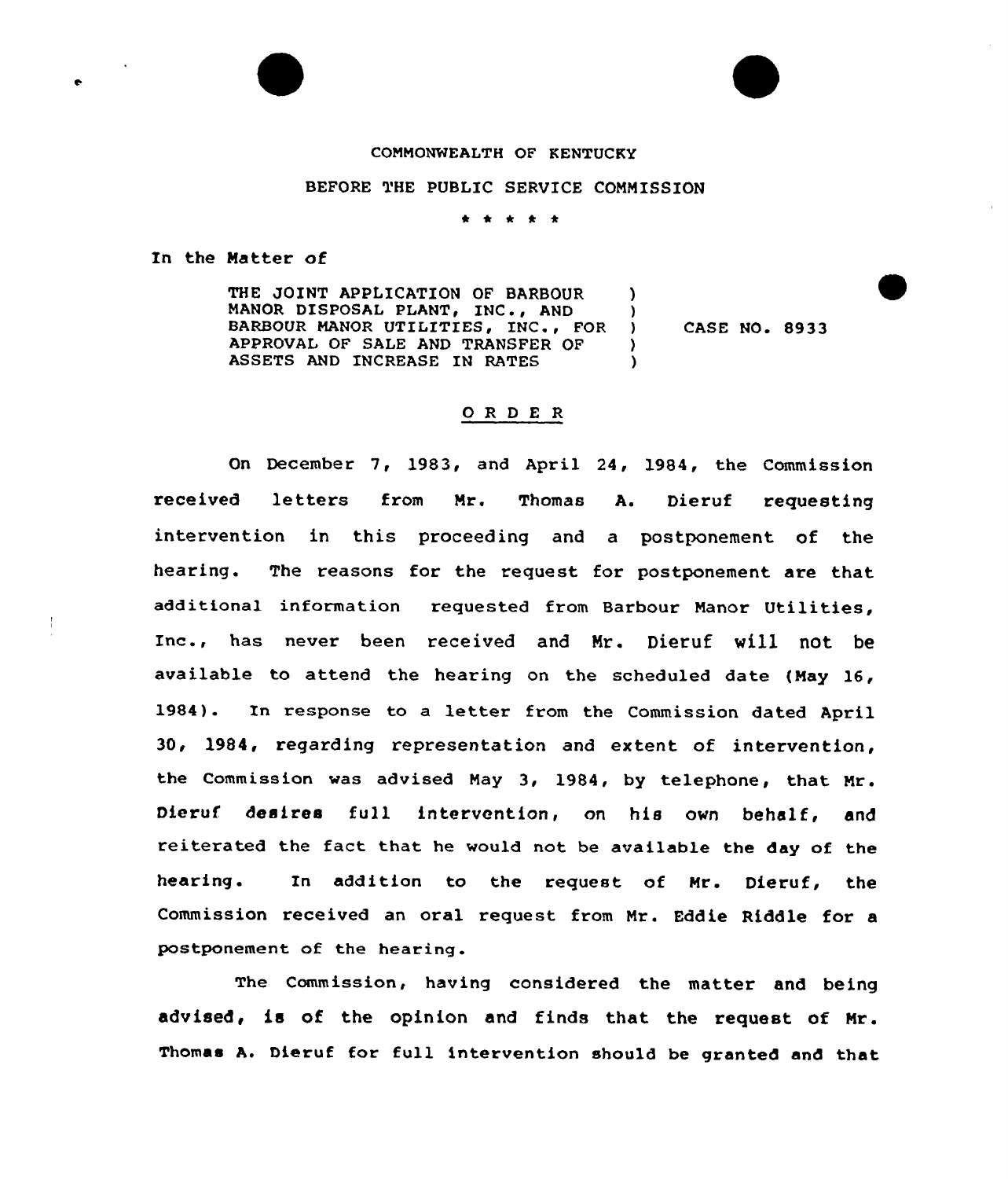COMMONWEALTH OF KENTUCKY

BEFORE THE PUBLIC SERVICE COMMISSION

\* \* \* \* \*

In the Matter of

THE JOINT APPLICATION OF BARBOUR MANOR DISPOSAL PLANT, INC., AND BARBOUR MANOR UTILITIES, INC., FOR APPROVAL OF SALE AND TRANSFER OF ASSETS AND INCREASE IN RATES ) CASE NO. 8933

## ORDER

On December 7, 1983, and April 24, 1984, the Commission received letters from Mr. Thomas A. Dieruf requesting intervention in this proceeding and a postponement of the hearing. The reasons for the request for postponement are that additional information requested from Barbour Manor Utilities, Inc., has never been received and Mr. Dieruf will not be available to attend the hearing on the scheduled date (May 16, 1984). In response to a letter from the Commission dated April 30, 1984, regarding representation and extent of intervention, the Commission was advised May 3, 1984, by telephone, that Mr. Dieruf desires full intervention, on his own behalf, and reiterated the fact that he would not be available the day of the hearing. In addition to the request of Mr. Dieruf, the Commission received an oral request from Mr. Eddie Riddle for a postponement of the hearing.

The Commission, having considered the matter and being advised, is of the opinion and finds that the request of Mr. Thomas A. Dieruf for full intervention should be granted and that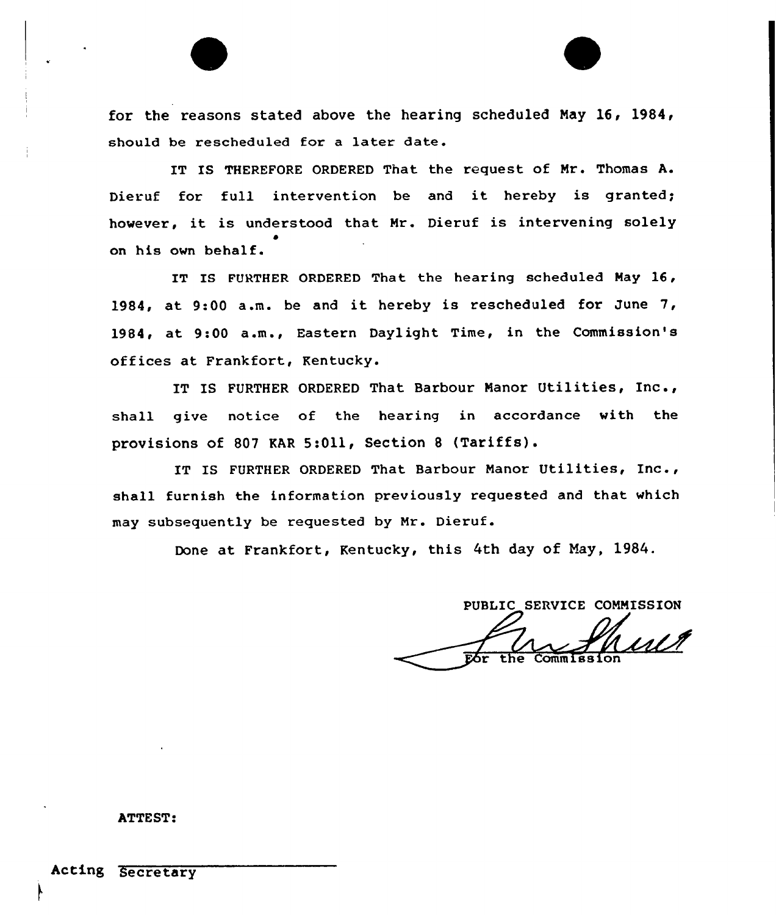for the reasons stated above the hearing scheduled May 16, 1984, should be rescheduled for a later date.

IT IS THEREFORE ORDERED That the request of Mr. Thomas A. Dieruf for full intervention be and it hereby is granted; however, it is understood that Mr. Dieruf is intervening solely on his own behalf.

IT IS FURTHER ORDERED That the hearing scheduled May 16, 1984, at 9:00 a.m. be and it hereby is rescheduled for June 7, 1984, at 9:00 a.m., Eastern Daylight Time, in the Commission's offices at Frankfort, Kentucky.

IT IS FURTHER ORDERED That Barbour Manor Utilities, Inc., shall give notice of the hearing in accordance with the provisions of 807 KAR 5:011, Section 8 (Tariffs).

IT IS FURTHER ORDERED That Barbour Manor Utilities, Inc., shall furnish the information previously requested and that which may subsequently be requested by Mr. Dieruf.

Done at Frankfort, Kentucky, this 4th day of May, 1984.

PUBLIC SERVICE COMMISSION

For the Commission

ATTEST:

Acting Secretary